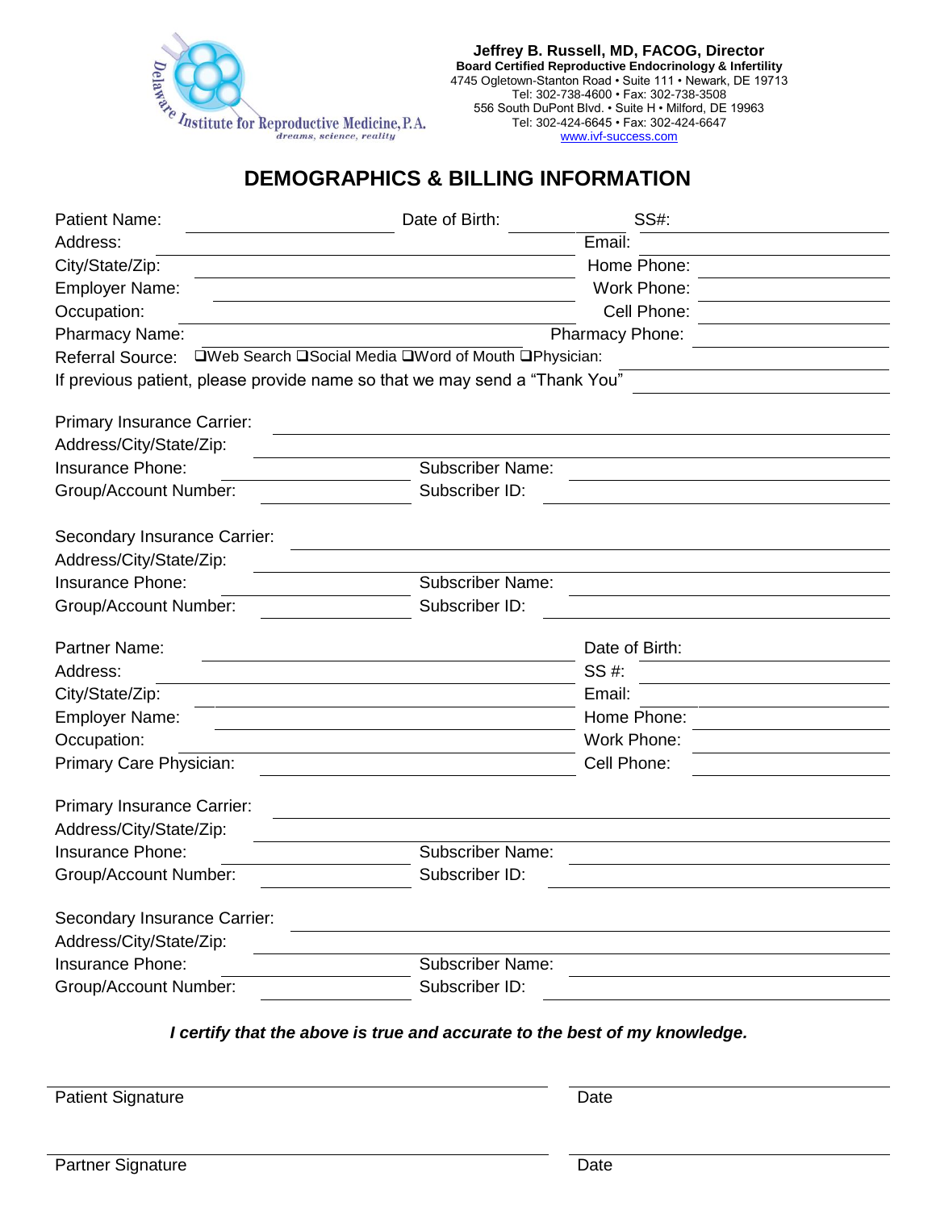Delaware Institute for Reproductive Medicine, P.A.
*dreams, science, reality*

**Jeffrey B. Russell, MD, FACOG, Director**
**Board Certified Reproductive Endocrinology & Infertility**
4745 Ogletown-Stanton Road • Suite 111 • Newark, DE 19713
Tel: 302-738-4600 • Fax: 302-738-3508
556 South DuPont Blvd. • Suite H • Milford, DE 19963
Tel: 302-424-6645 • Fax: 302-424-6647
www.ivf-success.com

# DEMOGRAPHICS & BILLING INFORMATION

Patient Name: ______________________ Date of Birth: __________ SS#: __________________

Address: ______________________________________ Email: ______________________

City/State/Zip: ______________________________________ Home Phone: ________________

Employer Name: ______________________________________ Work Phone: ________________

Occupation: ______________________________________ Cell Phone: ________________

Pharmacy Name: ______________________________________ Pharmacy Phone: ________________

Referral Source: ❑Web Search ❑Social Media ❑Word of Mouth ❑Physician: ______________________

If previous patient, please provide name so that we may send a "Thank You" ______________

Primary Insurance Carrier: ______________________________________________

Address/City/State/Zip: ______________________________________________

Insurance Phone: ______________ Subscriber Name: ______________________

Group/Account Number: ______________ Subscriber ID: ______________________

Secondary Insurance Carrier: ______________________________________________

Address/City/State/Zip: ______________________________________________

Insurance Phone: ______________ Subscriber Name: ______________________

Group/Account Number: ______________ Subscriber ID: ______________________

Partner Name: ______________________________________ Date of Birth: ________________

Address: ______________________________________ SS #: ________________

City/State/Zip: ______________________________________ Email: ________________

Employer Name: ______________________________________ Home Phone: ________________

Occupation: ______________________________________ Work Phone: ________________

Primary Care Physician: ______________________________ Cell Phone: ________________

Primary Insurance Carrier: ______________________________________________

Address/City/State/Zip: ______________________________________________

Insurance Phone: ______________ Subscriber Name: ______________________

Group/Account Number: ______________ Subscriber ID: ______________________

Secondary Insurance Carrier: ______________________________________________

Address/City/State/Zip: ______________________________________________

Insurance Phone: ______________ Subscriber Name: ______________________

Group/Account Number: ______________ Subscriber ID: ______________________

***I certify that the above is true and accurate to the best of my knowledge.***

______________________________________ ______________________
Patient Signature Date

______________________________________ ______________________
Partner Signature Date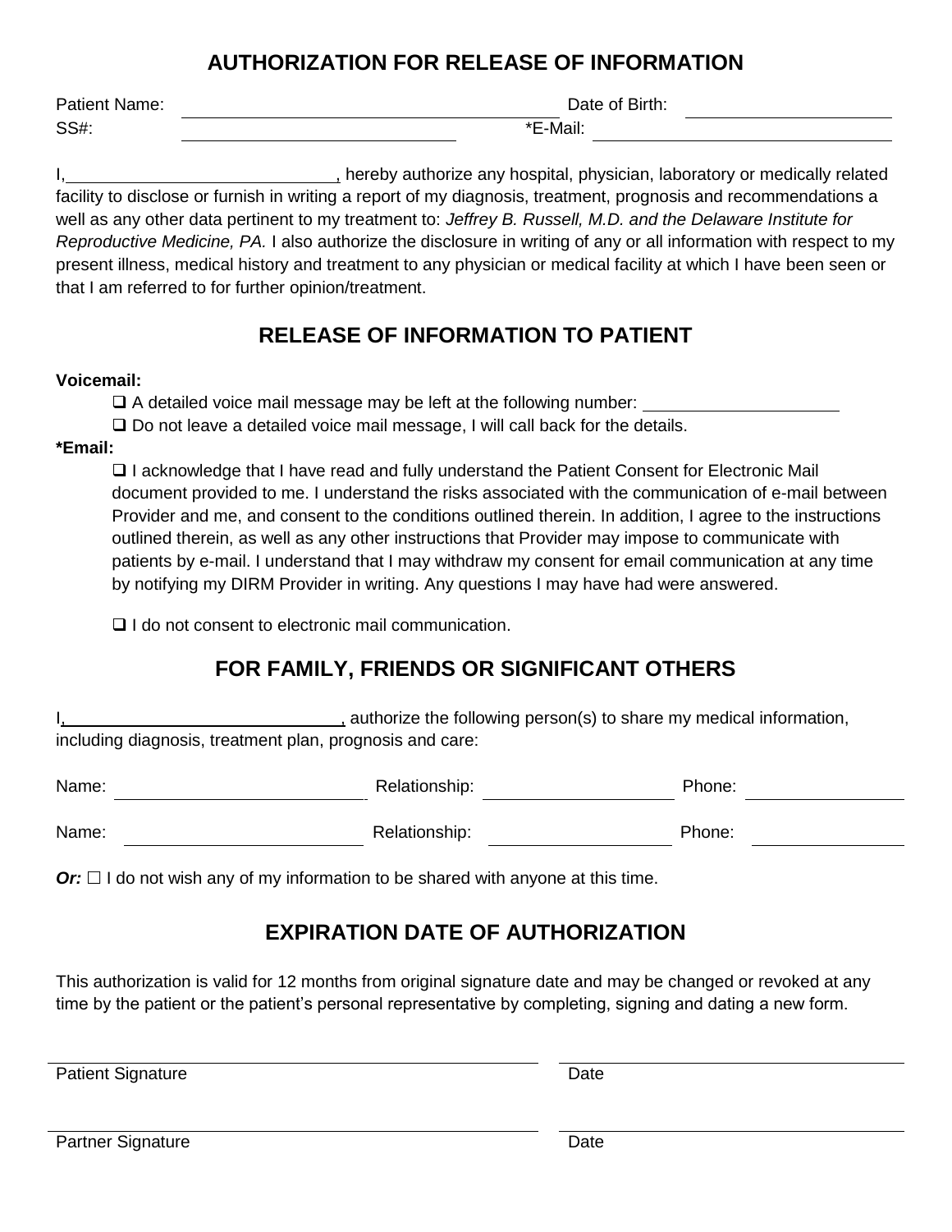## AUTHORIZATION FOR RELEASE OF INFORMATION

Patient Name: ______________________________ Date of Birth: ____________________

SS#: ____________________ *E-Mail: ______________________________

I, __________________________, hereby authorize any hospital, physician, laboratory or medically related facility to disclose or furnish in writing a report of my diagnosis, treatment, prognosis and recommendations a well as any other data pertinent to my treatment to: *Jeffrey B. Russell, M.D. and the Delaware Institute for Reproductive Medicine, PA.* I also authorize the disclosure in writing of any or all information with respect to my present illness, medical history and treatment to any physician or medical facility at which I have been seen or that I am referred to for further opinion/treatment.

## RELEASE OF INFORMATION TO PATIENT

**Voicemail:**

- ☐ A detailed voice mail message may be left at the following number: ____________________
- ☐ Do not leave a detailed voice mail message, I will call back for the details.

***Email:**

- ☐ I acknowledge that I have read and fully understand the Patient Consent for Electronic Mail document provided to me. I understand the risks associated with the communication of e-mail between Provider and me, and consent to the conditions outlined therein. In addition, I agree to the instructions outlined therein, as well as any other instructions that Provider may impose to communicate with patients by e-mail. I understand that I may withdraw my consent for email communication at any time by notifying my DIRM Provider in writing. Any questions I may have had were answered.

- ☐ I do not consent to electronic mail communication.

## FOR FAMILY, FRIENDS OR SIGNIFICANT OTHERS

I, __________________________, authorize the following person(s) to share my medical information, including diagnosis, treatment plan, prognosis and care:

Name: ____________________ Relationship: ____________________ Phone: ____________________

Name: ____________________ Relationship: ____________________ Phone: ____________________

***Or:*** ☐ I do not wish any of my information to be shared with anyone at this time.

## EXPIRATION DATE OF AUTHORIZATION

This authorization is valid for 12 months from original signature date and may be changed or revoked at any time by the patient or the patient's personal representative by completing, signing and dating a new form.

______________________________ ______________________________

Patient Signature Date

______________________________ ______________________________

Partner Signature Date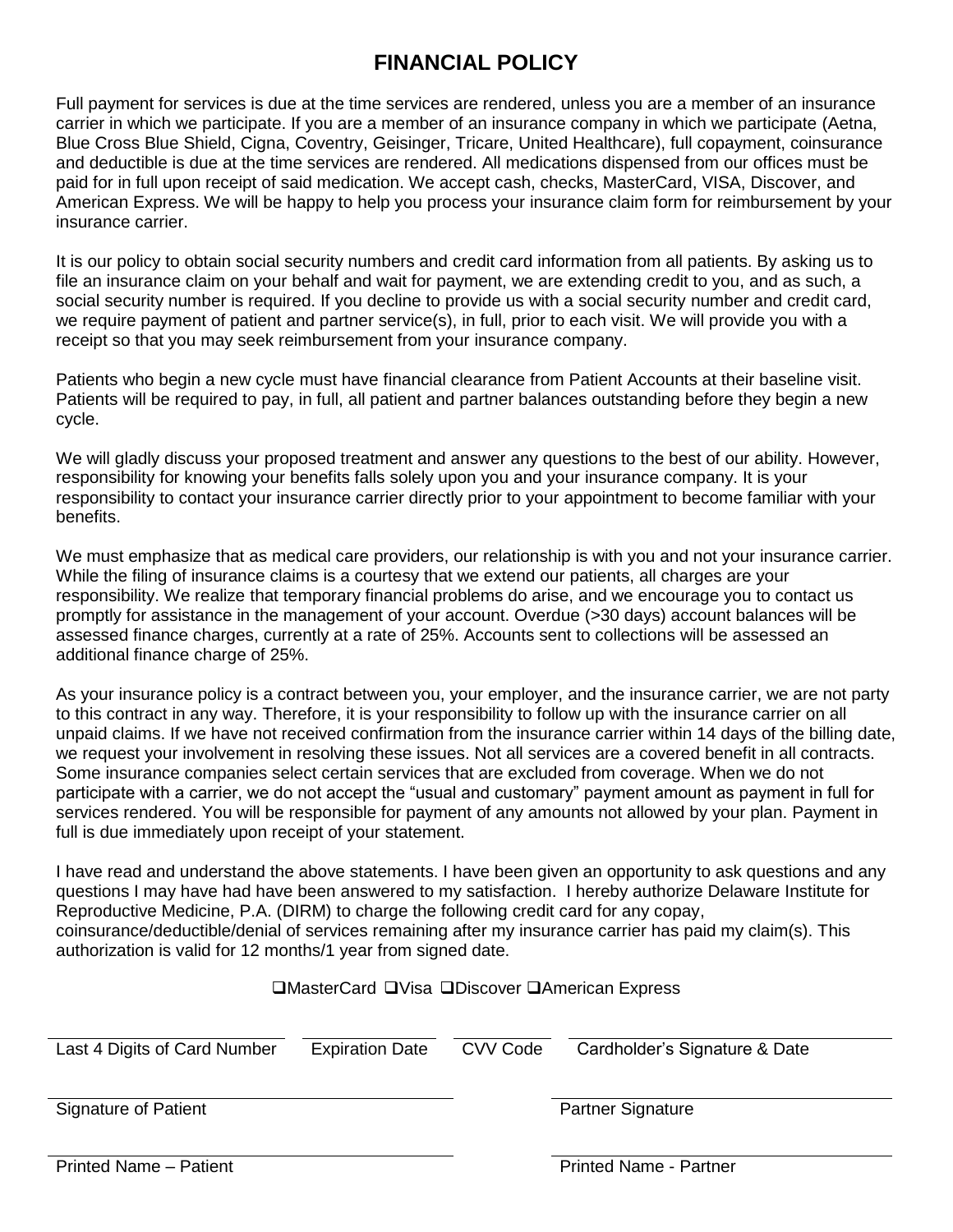# FINANCIAL POLICY

Full payment for services is due at the time services are rendered, unless you are a member of an insurance carrier in which we participate. If you are a member of an insurance company in which we participate (Aetna, Blue Cross Blue Shield, Cigna, Coventry, Geisinger, Tricare, United Healthcare), full copayment, coinsurance and deductible is due at the time services are rendered. All medications dispensed from our offices must be paid for in full upon receipt of said medication. We accept cash, checks, MasterCard, VISA, Discover, and American Express. We will be happy to help you process your insurance claim form for reimbursement by your insurance carrier.

It is our policy to obtain social security numbers and credit card information from all patients. By asking us to file an insurance claim on your behalf and wait for payment, we are extending credit to you, and as such, a social security number is required. If you decline to provide us with a social security number and credit card, we require payment of patient and partner service(s), in full, prior to each visit. We will provide you with a receipt so that you may seek reimbursement from your insurance company.

Patients who begin a new cycle must have financial clearance from Patient Accounts at their baseline visit. Patients will be required to pay, in full, all patient and partner balances outstanding before they begin a new cycle.

We will gladly discuss your proposed treatment and answer any questions to the best of our ability. However, responsibility for knowing your benefits falls solely upon you and your insurance company. It is your responsibility to contact your insurance carrier directly prior to your appointment to become familiar with your benefits.

We must emphasize that as medical care providers, our relationship is with you and not your insurance carrier. While the filing of insurance claims is a courtesy that we extend our patients, all charges are your responsibility. We realize that temporary financial problems do arise, and we encourage you to contact us promptly for assistance in the management of your account. Overdue (>30 days) account balances will be assessed finance charges, currently at a rate of 25%. Accounts sent to collections will be assessed an additional finance charge of 25%.

As your insurance policy is a contract between you, your employer, and the insurance carrier, we are not party to this contract in any way. Therefore, it is your responsibility to follow up with the insurance carrier on all unpaid claims. If we have not received confirmation from the insurance carrier within 14 days of the billing date, we request your involvement in resolving these issues. Not all services are a covered benefit in all contracts. Some insurance companies select certain services that are excluded from coverage. When we do not participate with a carrier, we do not accept the "usual and customary" payment amount as payment in full for services rendered. You will be responsible for payment of any amounts not allowed by your plan. Payment in full is due immediately upon receipt of your statement.

I have read and understand the above statements. I have been given an opportunity to ask questions and any questions I may have had have been answered to my satisfaction. I hereby authorize Delaware Institute for Reproductive Medicine, P.A. (DIRM) to charge the following credit card for any copay, coinsurance/deductible/denial of services remaining after my insurance carrier has paid my claim(s). This authorization is valid for 12 months/1 year from signed date.

☐ MasterCard ☐ Visa ☐ Discover ☐ American Express

| ______________________ | ______________ | __________ | ______________________ |
|---|---|---|---|
| Last 4 Digits of Card Number | Expiration Date | CVV Code | Cardholder's Signature & Date |

______________________________ Signature of Patient

______________________________ Partner Signature

______________________________ Printed Name – Patient

______________________________ Printed Name - Partner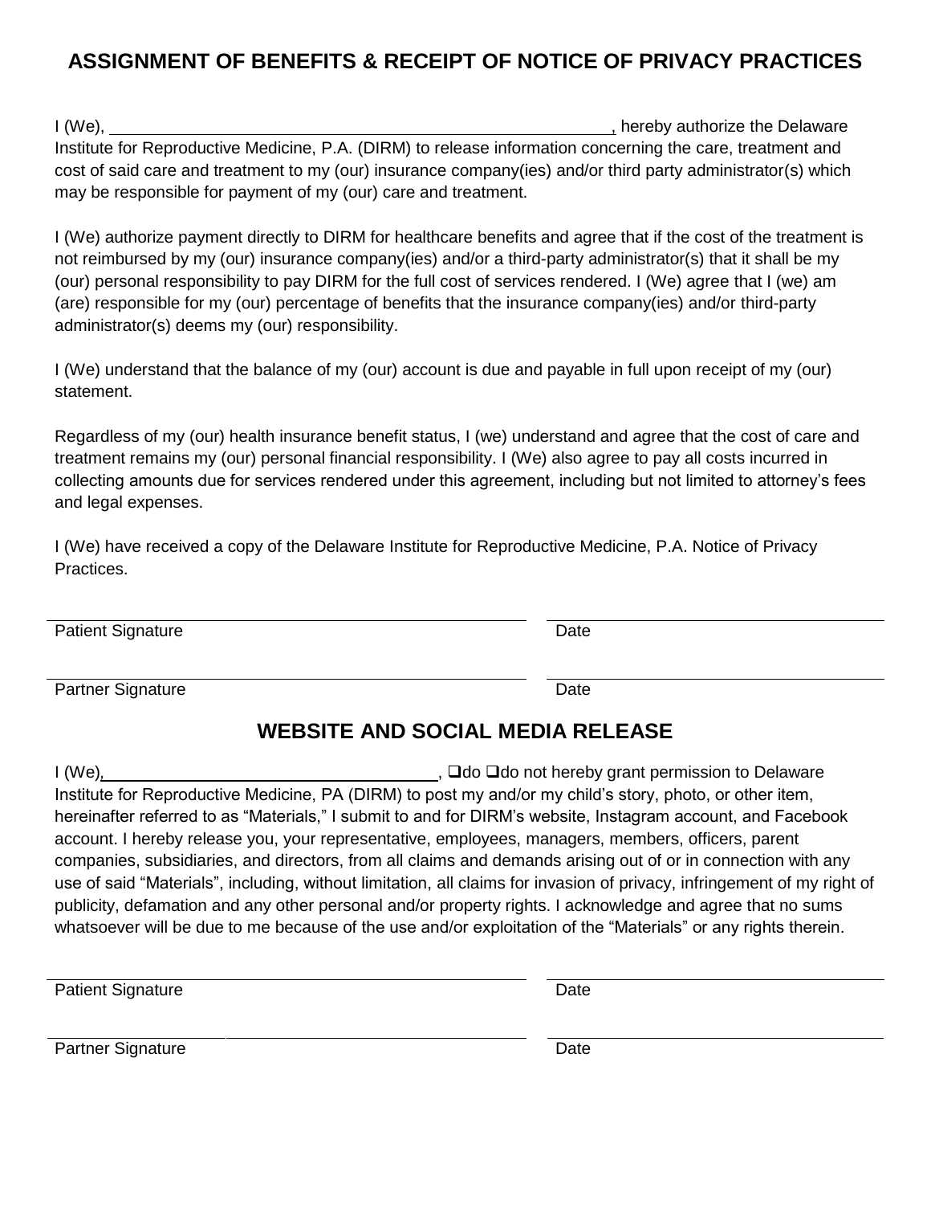## ASSIGNMENT OF BENEFITS & RECEIPT OF NOTICE OF PRIVACY PRACTICES

I (We), \_\_\_\_\_\_\_\_\_\_\_\_\_\_\_\_\_\_\_\_\_\_\_\_\_\_\_\_\_\_\_\_\_\_\_\_\_\_\_\_\_\_\_\_\_\_\_\_\_\_\_\_\_\_, hereby authorize the Delaware Institute for Reproductive Medicine, P.A. (DIRM) to release information concerning the care, treatment and cost of said care and treatment to my (our) insurance company(ies) and/or third party administrator(s) which may be responsible for payment of my (our) care and treatment.

I (We) authorize payment directly to DIRM for healthcare benefits and agree that if the cost of the treatment is not reimbursed by my (our) insurance company(ies) and/or a third-party administrator(s) that it shall be my (our) personal responsibility to pay DIRM for the full cost of services rendered. I (We) agree that I (we) am (are) responsible for my (our) percentage of benefits that the insurance company(ies) and/or third-party administrator(s) deems my (our) responsibility.

I (We) understand that the balance of my (our) account is due and payable in full upon receipt of my (our) statement.

Regardless of my (our) health insurance benefit status, I (we) understand and agree that the cost of care and treatment remains my (our) personal financial responsibility. I (We) also agree to pay all costs incurred in collecting amounts due for services rendered under this agreement, including but not limited to attorney's fees and legal expenses.

I (We) have received a copy of the Delaware Institute for Reproductive Medicine, P.A. Notice of Privacy Practices.

\_\_\_\_\_\_\_\_\_\_\_\_\_\_\_\_\_\_\_\_\_\_\_\_\_\_\_\_\_\_\_\_\_\_\_\_\_\_\_\_ \_\_\_\_\_\_\_\_\_\_\_\_\_\_\_\_\_\_\_\_\_\_\_\_
Patient Signature Date

\_\_\_\_\_\_\_\_\_\_\_\_\_\_\_\_\_\_\_\_\_\_\_\_\_\_\_\_\_\_\_\_\_\_\_\_\_\_\_\_ \_\_\_\_\_\_\_\_\_\_\_\_\_\_\_\_\_\_\_\_\_\_\_\_
Partner Signature Date

## WEBSITE AND SOCIAL MEDIA RELEASE

I (We), \_\_\_\_\_\_\_\_\_\_\_\_\_\_\_\_\_\_\_\_\_\_\_\_\_\_\_\_\_\_\_\_\_\_\_\_\_\_\_\_, ☐do ☐do not hereby grant permission to Delaware Institute for Reproductive Medicine, PA (DIRM) to post my and/or my child's story, photo, or other item, hereinafter referred to as "Materials," I submit to and for DIRM's website, Instagram account, and Facebook account. I hereby release you, your representative, employees, managers, members, officers, parent companies, subsidiaries, and directors, from all claims and demands arising out of or in connection with any use of said "Materials", including, without limitation, all claims for invasion of privacy, infringement of my right of publicity, defamation and any other personal and/or property rights. I acknowledge and agree that no sums whatsoever will be due to me because of the use and/or exploitation of the "Materials" or any rights therein.

\_\_\_\_\_\_\_\_\_\_\_\_\_\_\_\_\_\_\_\_\_\_\_\_\_\_\_\_\_\_\_\_\_\_\_\_\_\_\_\_ \_\_\_\_\_\_\_\_\_\_\_\_\_\_\_\_\_\_\_\_\_\_\_\_
Patient Signature Date

\_\_\_\_\_\_\_\_\_\_\_\_\_\_\_\_\_\_\_\_\_\_\_\_\_\_\_\_\_\_\_\_\_\_\_\_\_\_\_\_ \_\_\_\_\_\_\_\_\_\_\_\_\_\_\_\_\_\_\_\_\_\_\_\_
Partner Signature Date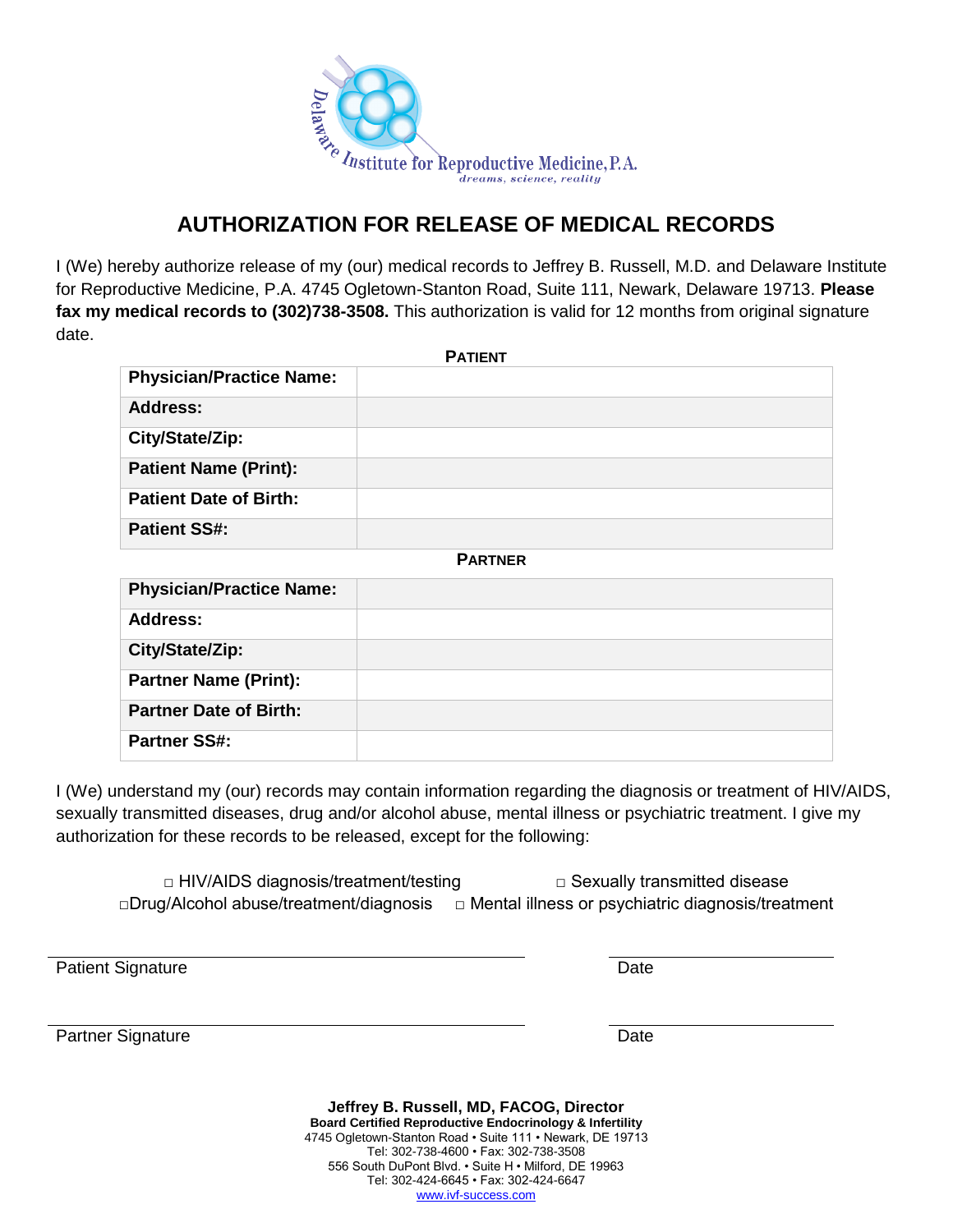Delaware Institute for Reproductive Medicine, P.A.
*dreams, science, reality*

# AUTHORIZATION FOR RELEASE OF MEDICAL RECORDS

I (We) hereby authorize release of my (our) medical records to Jeffrey B. Russell, M.D. and Delaware Institute for Reproductive Medicine, P.A. 4745 Ogletown-Stanton Road, Suite 111, Newark, Delaware 19713. **Please fax my medical records to (302)738-3508.** This authorization is valid for 12 months from original signature date.

**PATIENT**

| | |
|---|---|
| **Physician/Practice Name:** | |
| **Address:** | |
| **City/State/Zip:** | |
| **Patient Name (Print):** | |
| **Patient Date of Birth:** | |
| **Patient SS#:** | |

**PARTNER**

| | |
|---|---|
| **Physician/Practice Name:** | |
| **Address:** | |
| **City/State/Zip:** | |
| **Partner Name (Print):** | |
| **Partner Date of Birth:** | |
| **Partner SS#:** | |

I (We) understand my (our) records may contain information regarding the diagnosis or treatment of HIV/AIDS, sexually transmitted diseases, drug and/or alcohol abuse, mental illness or psychiatric treatment. I give my authorization for these records to be released, except for the following:

□ HIV/AIDS diagnosis/treatment/testing
□ Sexually transmitted disease
□ Drug/Alcohol abuse/treatment/diagnosis
□ Mental illness or psychiatric diagnosis/treatment

Patient Signature ______________________ Date __________

Partner Signature ______________________ Date __________

**Jeffrey B. Russell, MD, FACOG, Director**
**Board Certified Reproductive Endocrinology & Infertility**
4745 Ogletown-Stanton Road • Suite 111 • Newark, DE 19713
Tel: 302-738-4600 • Fax: 302-738-3508
556 South DuPont Blvd. • Suite H • Milford, DE 19963
Tel: 302-424-6645 • Fax: 302-424-6647
www.ivf-success.com